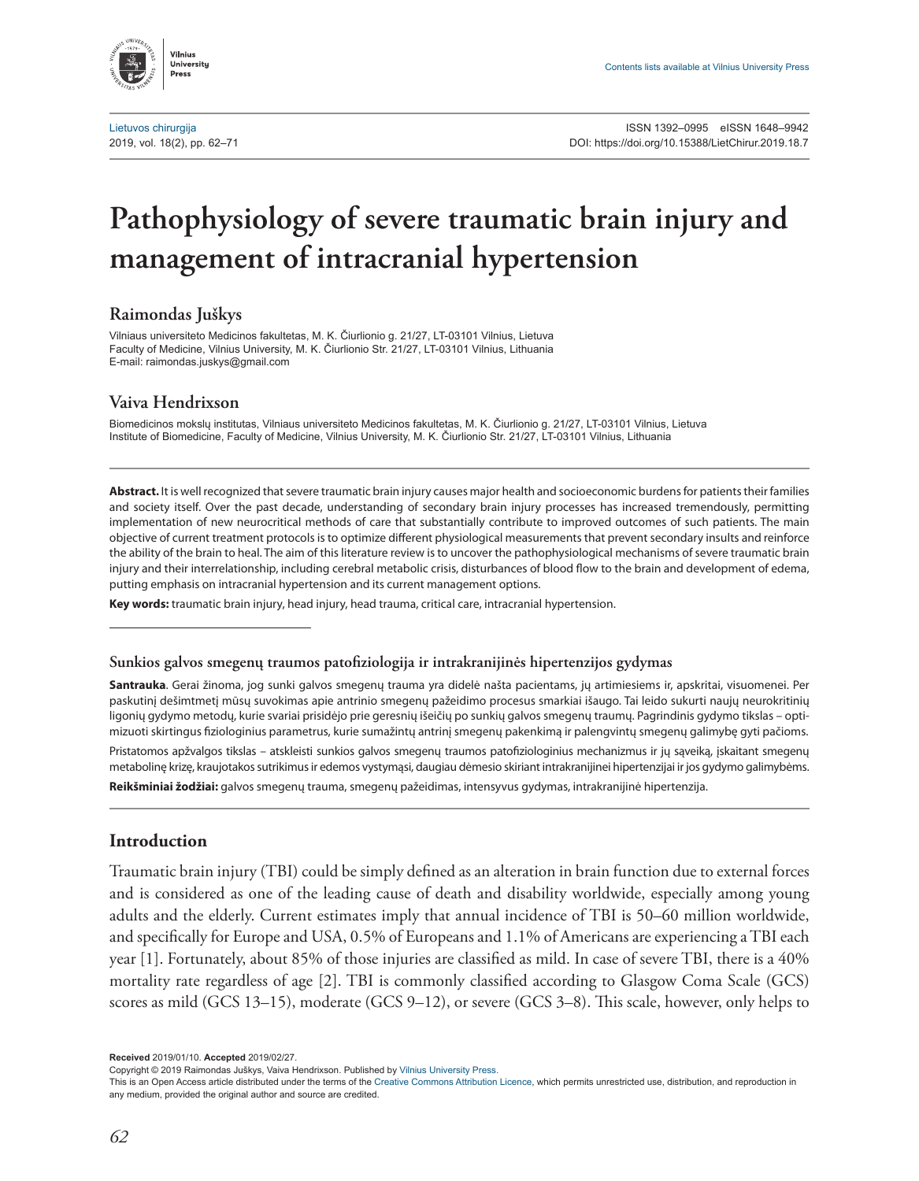# Pathophysiology of severe traumatic brain injury and management of intracranial hypertension

## Raimondas Juškys

Vilniaus universiteto Medicinos fakultetas, M. K. Čiurlionio g. 21/27, LT-03101 Vilnius, Lietuva
Faculty of Medicine, Vilnius University, M. K. Čiurlionio Str. 21/27, LT-03101 Vilnius, Lithuania
E-mail: raimondas.juskys@gmail.com

## Vaiva Hendrixson

Biomedicinos mokslų institutas, Vilniaus universiteto Medicinos fakultetas, M. K. Čiurlionio g. 21/27, LT-03101 Vilnius, Lietuva
Institute of Biomedicine, Faculty of Medicine, Vilnius University, M. K. Čiurlionio Str. 21/27, LT-03101 Vilnius, Lithuania

**Abstract.** It is well recognized that severe traumatic brain injury causes major health and socioeconomic burdens for patients their families and society itself. Over the past decade, understanding of secondary brain injury processes has increased tremendously, permitting implementation of new neurocritical methods of care that substantially contribute to improved outcomes of such patients. The main objective of current treatment protocols is to optimize different physiological measurements that prevent secondary insults and reinforce the ability of the brain to heal. The aim of this literature review is to uncover the pathophysiological mechanisms of severe traumatic brain injury and their interrelationship, including cerebral metabolic crisis, disturbances of blood flow to the brain and development of edema, putting emphasis on intracranial hypertension and its current management options.

**Key words:** traumatic brain injury, head injury, head trauma, critical care, intracranial hypertension.

### Sunkios galvos smegenų traumos patofiziologija ir intrakranijinės hipertenzijos gydymas

**Santrauka**. Gerai žinoma, jog sunki galvos smegenų trauma yra didelė našta pacientams, jų artimiesiems ir, apskritai, visuomenei. Per paskutinį dešimtmetį mūsų suvokimas apie antrinio smegenų pažeidimo procesus smarkiai išaugo. Tai leido sukurti naujų neurokritinių ligonių gydymo metodų, kurie svariai prisidėjo prie geresnių išeičių po sunkių galvos smegenų traumų. Pagrindinis gydymo tikslas – optimizuoti skirtingus fiziologinius parametrus, kurie sumažintų antrinį smegenų pakenkimą ir palengvintų smegenų galimybę gyti pačioms.

Pristatomos apžvalgos tikslas – atskleisti sunkios galvos smegenų traumos patofiziologinius mechanizmus ir jų sąveiką, įskaitant smegenų metabolinę krizę, kraujotakos sutrikimus ir edemos vystymąsi, daugiau dėmesio skiriant intrakranijinei hipertenzijai ir jos gydymo galimybėms.

**Reikšminiai žodžiai:** galvos smegenų trauma, smegenų pažeidimas, intensyvus gydymas, intrakranijinė hipertenzija.

## Introduction

Traumatic brain injury (TBI) could be simply defined as an alteration in brain function due to external forces and is considered as one of the leading cause of death and disability worldwide, especially among young adults and the elderly. Current estimates imply that annual incidence of TBI is 50–60 million worldwide, and specifically for Europe and USA, 0.5% of Europeans and 1.1% of Americans are experiencing a TBI each year [1]. Fortunately, about 85% of those injuries are classified as mild. In case of severe TBI, there is a 40% mortality rate regardless of age [2]. TBI is commonly classified according to Glasgow Coma Scale (GCS) scores as mild (GCS 13–15), moderate (GCS 9–12), or severe (GCS 3–8). This scale, however, only helps to

**Received** 2019/01/10. **Accepted** 2019/02/27.
Copyright © 2019 Raimondas Juškys, Vaiva Hendrixson. Published by Vilnius University Press.
This is an Open Access article distributed under the terms of the Creative Commons Attribution Licence, which permits unrestricted use, distribution, and reproduction in any medium, provided the original author and source are credited.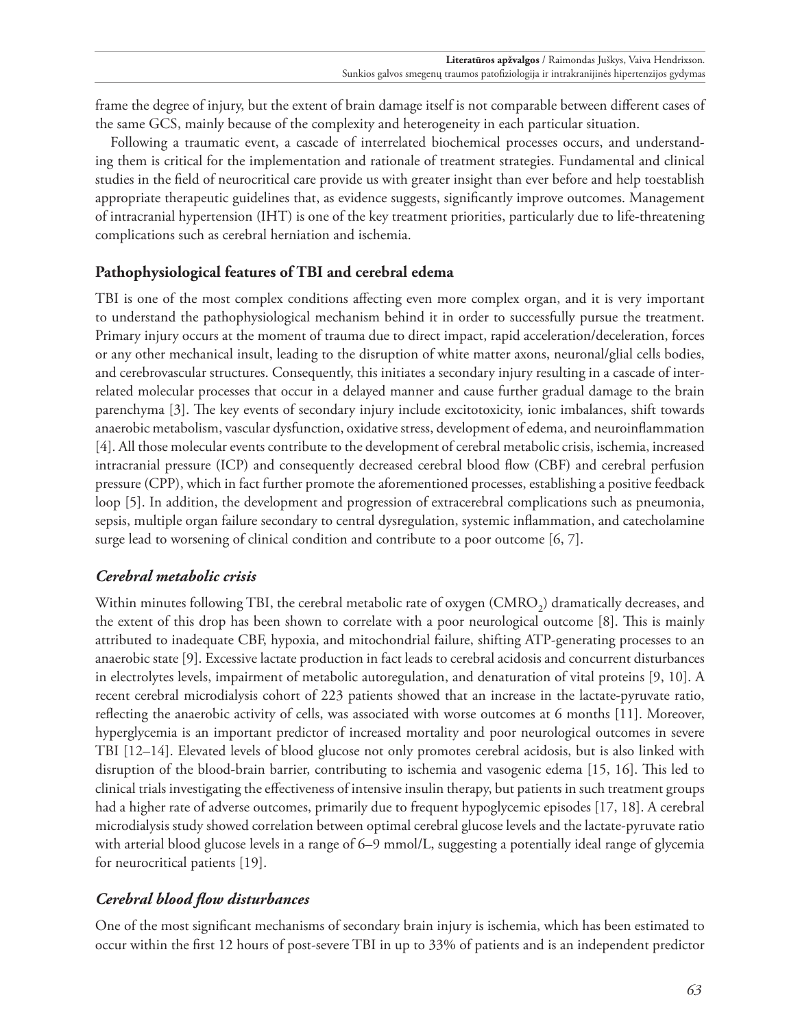frame the degree of injury, but the extent of brain damage itself is not comparable between different cases of the same GCS, mainly because of the complexity and heterogeneity in each particular situation.

Following a traumatic event, a cascade of interrelated biochemical processes occurs, and understanding them is critical for the implementation and rationale of treatment strategies. Fundamental and clinical studies in the field of neurocritical care provide us with greater insight than ever before and help toestablish appropriate therapeutic guidelines that, as evidence suggests, significantly improve outcomes. Management of intracranial hypertension (IHT) is one of the key treatment priorities, particularly due to life-threatening complications such as cerebral herniation and ischemia.

## Pathophysiological features of TBI and cerebral edema

TBI is one of the most complex conditions affecting even more complex organ, and it is very important to understand the pathophysiological mechanism behind it in order to successfully pursue the treatment. Primary injury occurs at the moment of trauma due to direct impact, rapid acceleration/deceleration, forces or any other mechanical insult, leading to the disruption of white matter axons, neuronal/glial cells bodies, and cerebrovascular structures. Consequently, this initiates a secondary injury resulting in a cascade of interrelated molecular processes that occur in a delayed manner and cause further gradual damage to the brain parenchyma [3]. The key events of secondary injury include excitotoxicity, ionic imbalances, shift towards anaerobic metabolism, vascular dysfunction, oxidative stress, development of edema, and neuroinflammation [4]. All those molecular events contribute to the development of cerebral metabolic crisis, ischemia, increased intracranial pressure (ICP) and consequently decreased cerebral blood flow (CBF) and cerebral perfusion pressure (CPP), which in fact further promote the aforementioned processes, establishing a positive feedback loop [5]. In addition, the development and progression of extracerebral complications such as pneumonia, sepsis, multiple organ failure secondary to central dysregulation, systemic inflammation, and catecholamine surge lead to worsening of clinical condition and contribute to a poor outcome [6, 7].

### *Cerebral metabolic crisis*

Within minutes following TBI, the cerebral metabolic rate of oxygen ($CMRO_2$) dramatically decreases, and the extent of this drop has been shown to correlate with a poor neurological outcome [8]. This is mainly attributed to inadequate CBF, hypoxia, and mitochondrial failure, shifting ATP-generating processes to an anaerobic state [9]. Excessive lactate production in fact leads to cerebral acidosis and concurrent disturbances in electrolytes levels, impairment of metabolic autoregulation, and denaturation of vital proteins [9, 10]. A recent cerebral microdialysis cohort of 223 patients showed that an increase in the lactate-pyruvate ratio, reflecting the anaerobic activity of cells, was associated with worse outcomes at 6 months [11]. Moreover, hyperglycemia is an important predictor of increased mortality and poor neurological outcomes in severe TBI [12–14]. Elevated levels of blood glucose not only promotes cerebral acidosis, but is also linked with disruption of the blood-brain barrier, contributing to ischemia and vasogenic edema [15, 16]. This led to clinical trials investigating the effectiveness of intensive insulin therapy, but patients in such treatment groups had a higher rate of adverse outcomes, primarily due to frequent hypoglycemic episodes [17, 18]. A cerebral microdialysis study showed correlation between optimal cerebral glucose levels and the lactate-pyruvate ratio with arterial blood glucose levels in a range of 6–9 mmol/L, suggesting a potentially ideal range of glycemia for neurocritical patients [19].

### *Cerebral blood flow disturbances*

One of the most significant mechanisms of secondary brain injury is ischemia, which has been estimated to occur within the first 12 hours of post-severe TBI in up to 33% of patients and is an independent predictor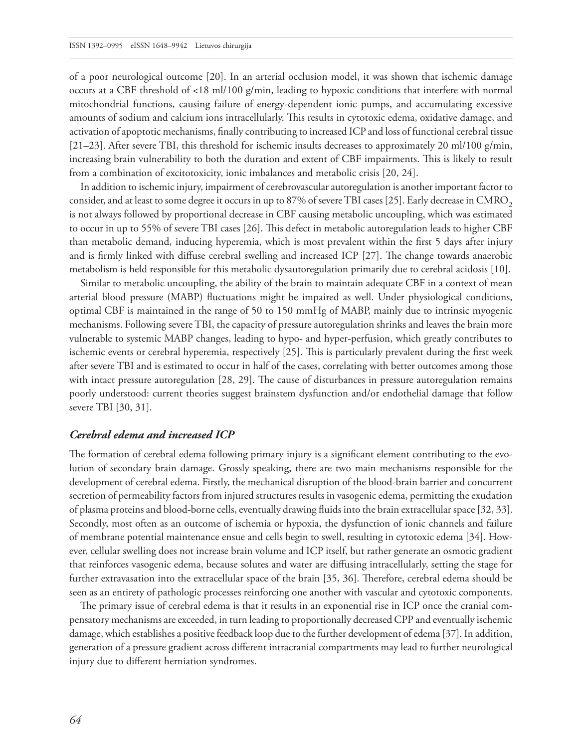of a poor neurological outcome [20]. In an arterial occlusion model, it was shown that ischemic damage occurs at a CBF threshold of <18 ml/100 g/min, leading to hypoxic conditions that interfere with normal mitochondrial functions, causing failure of energy-dependent ionic pumps, and accumulating excessive amounts of sodium and calcium ions intracellularly. This results in cytotoxic edema, oxidative damage, and activation of apoptotic mechanisms, finally contributing to increased ICP and loss of functional cerebral tissue [21–23]. After severe TBI, this threshold for ischemic insults decreases to approximately 20 ml/100 g/min, increasing brain vulnerability to both the duration and extent of CBF impairments. This is likely to result from a combination of excitotoxicity, ionic imbalances and metabolic crisis [20, 24].

In addition to ischemic injury, impairment of cerebrovascular autoregulation is another important factor to consider, and at least to some degree it occurs in up to 87% of severe TBI cases [25]. Early decrease in $CMRO_2$ is not always followed by proportional decrease in CBF causing metabolic uncoupling, which was estimated to occur in up to 55% of severe TBI cases [26]. This defect in metabolic autoregulation leads to higher CBF than metabolic demand, inducing hyperemia, which is most prevalent within the first 5 days after injury and is firmly linked with diffuse cerebral swelling and increased ICP [27]. The change towards anaerobic metabolism is held responsible for this metabolic dysautoregulation primarily due to cerebral acidosis [10].

Similar to metabolic uncoupling, the ability of the brain to maintain adequate CBF in a context of mean arterial blood pressure (MABP) fluctuations might be impaired as well. Under physiological conditions, optimal CBF is maintained in the range of 50 to 150 mmHg of MABP, mainly due to intrinsic myogenic mechanisms. Following severe TBI, the capacity of pressure autoregulation shrinks and leaves the brain more vulnerable to systemic MABP changes, leading to hypo- and hyper-perfusion, which greatly contributes to ischemic events or cerebral hyperemia, respectively [25]. This is particularly prevalent during the first week after severe TBI and is estimated to occur in half of the cases, correlating with better outcomes among those with intact pressure autoregulation [28, 29]. The cause of disturbances in pressure autoregulation remains poorly understood: current theories suggest brainstem dysfunction and/or endothelial damage that follow severe TBI [30, 31].

### *Cerebral edema and increased ICP*

The formation of cerebral edema following primary injury is a significant element contributing to the evolution of secondary brain damage. Grossly speaking, there are two main mechanisms responsible for the development of cerebral edema. Firstly, the mechanical disruption of the blood-brain barrier and concurrent secretion of permeability factors from injured structures results in vasogenic edema, permitting the exudation of plasma proteins and blood-borne cells, eventually drawing fluids into the brain extracellular space [32, 33]. Secondly, most often as an outcome of ischemia or hypoxia, the dysfunction of ionic channels and failure of membrane potential maintenance ensue and cells begin to swell, resulting in cytotoxic edema [34]. However, cellular swelling does not increase brain volume and ICP itself, but rather generate an osmotic gradient that reinforces vasogenic edema, because solutes and water are diffusing intracellularly, setting the stage for further extravasation into the extracellular space of the brain [35, 36]. Therefore, cerebral edema should be seen as an entirety of pathologic processes reinforcing one another with vascular and cytotoxic components.

The primary issue of cerebral edema is that it results in an exponential rise in ICP once the cranial compensatory mechanisms are exceeded, in turn leading to proportionally decreased CPP and eventually ischemic damage, which establishes a positive feedback loop due to the further development of edema [37]. In addition, generation of a pressure gradient across different intracranial compartments may lead to further neurological injury due to different herniation syndromes.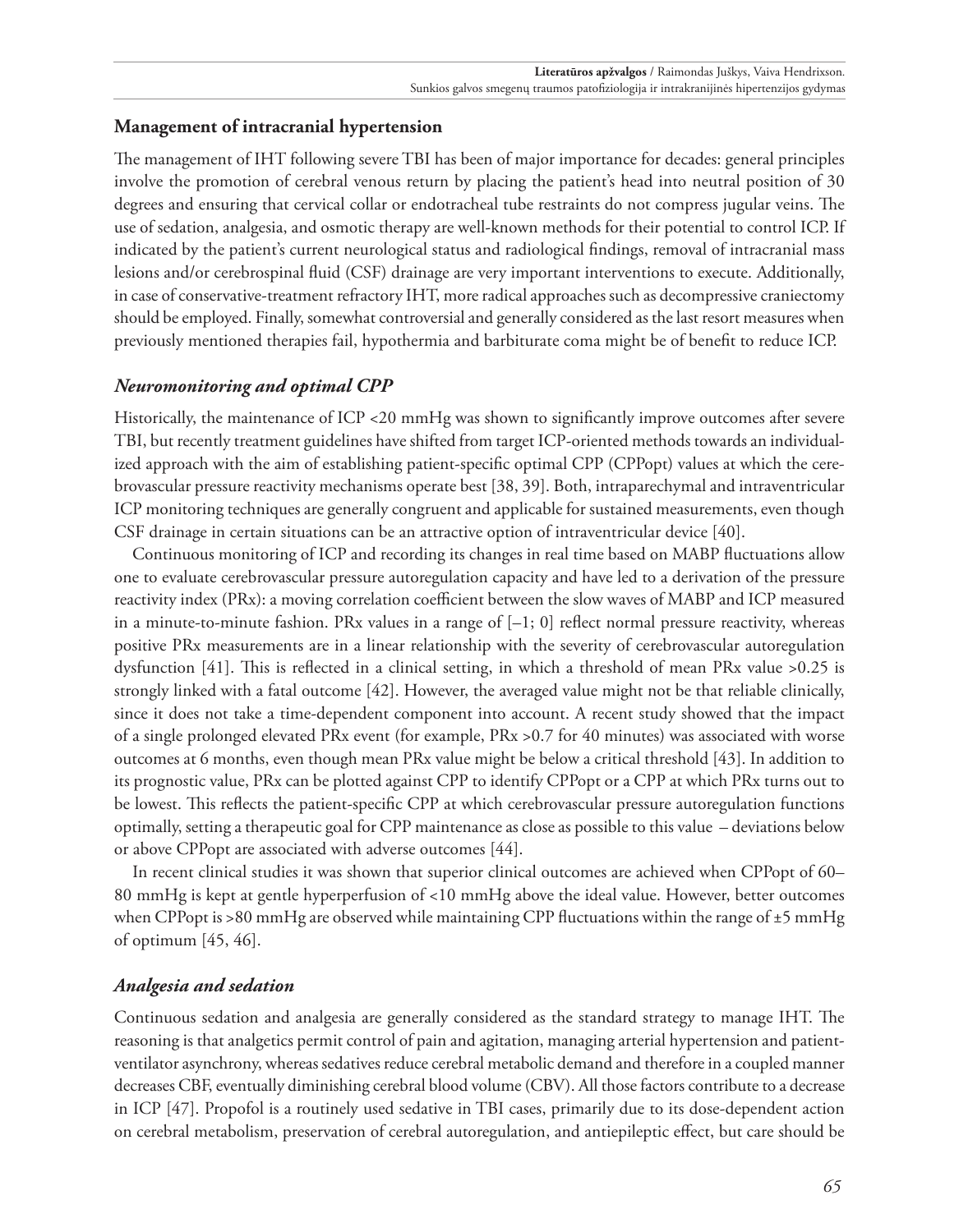## Management of intracranial hypertension

The management of IHT following severe TBI has been of major importance for decades: general principles involve the promotion of cerebral venous return by placing the patient's head into neutral position of 30 degrees and ensuring that cervical collar or endotracheal tube restraints do not compress jugular veins. The use of sedation, analgesia, and osmotic therapy are well-known methods for their potential to control ICP. If indicated by the patient's current neurological status and radiological findings, removal of intracranial mass lesions and/or cerebrospinal fluid (CSF) drainage are very important interventions to execute. Additionally, in case of conservative-treatment refractory IHT, more radical approaches such as decompressive craniectomy should be employed. Finally, somewhat controversial and generally considered as the last resort measures when previously mentioned therapies fail, hypothermia and barbiturate coma might be of benefit to reduce ICP.

### *Neuromonitoring and optimal CPP*

Historically, the maintenance of ICP <20 mmHg was shown to significantly improve outcomes after severe TBI, but recently treatment guidelines have shifted from target ICP-oriented methods towards an individualized approach with the aim of establishing patient-specific optimal CPP (CPPopt) values at which the cerebrovascular pressure reactivity mechanisms operate best [38, 39]. Both, intraparechymal and intraventricular ICP monitoring techniques are generally congruent and applicable for sustained measurements, even though CSF drainage in certain situations can be an attractive option of intraventricular device [40].

Continuous monitoring of ICP and recording its changes in real time based on MABP fluctuations allow one to evaluate cerebrovascular pressure autoregulation capacity and have led to a derivation of the pressure reactivity index (PRx): a moving correlation coefficient between the slow waves of MABP and ICP measured in a minute-to-minute fashion. PRx values in a range of [–1; 0] reflect normal pressure reactivity, whereas positive PRx measurements are in a linear relationship with the severity of cerebrovascular autoregulation dysfunction [41]. This is reflected in a clinical setting, in which a threshold of mean PRx value >0.25 is strongly linked with a fatal outcome [42]. However, the averaged value might not be that reliable clinically, since it does not take a time-dependent component into account. A recent study showed that the impact of a single prolonged elevated PRx event (for example, PRx >0.7 for 40 minutes) was associated with worse outcomes at 6 months, even though mean PRx value might be below a critical threshold [43]. In addition to its prognostic value, PRx can be plotted against CPP to identify CPPopt or a CPP at which PRx turns out to be lowest. This reflects the patient-specific CPP at which cerebrovascular pressure autoregulation functions optimally, setting a therapeutic goal for CPP maintenance as close as possible to this value – deviations below or above CPPopt are associated with adverse outcomes [44].

In recent clinical studies it was shown that superior clinical outcomes are achieved when CPPopt of 60–80 mmHg is kept at gentle hyperperfusion of <10 mmHg above the ideal value. However, better outcomes when CPPopt is >80 mmHg are observed while maintaining CPP fluctuations within the range of ±5 mmHg of optimum [45, 46].

### *Analgesia and sedation*

Continuous sedation and analgesia are generally considered as the standard strategy to manage IHT. The reasoning is that analgetics permit control of pain and agitation, managing arterial hypertension and patient-ventilator asynchrony, whereas sedatives reduce cerebral metabolic demand and therefore in a coupled manner decreases CBF, eventually diminishing cerebral blood volume (CBV). All those factors contribute to a decrease in ICP [47]. Propofol is a routinely used sedative in TBI cases, primarily due to its dose-dependent action on cerebral metabolism, preservation of cerebral autoregulation, and antiepileptic effect, but care should be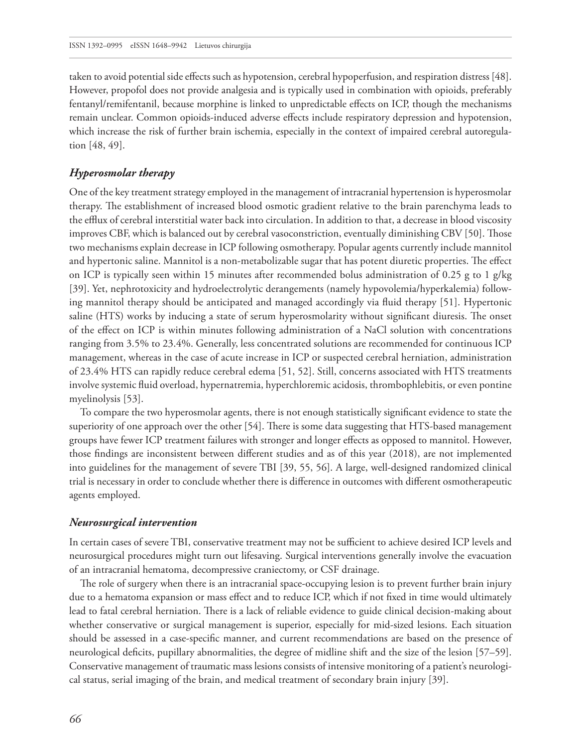taken to avoid potential side effects such as hypotension, cerebral hypoperfusion, and respiration distress [48]. However, propofol does not provide analgesia and is typically used in combination with opioids, preferably fentanyl/remifentanil, because morphine is linked to unpredictable effects on ICP, though the mechanisms remain unclear. Common opioids-induced adverse effects include respiratory depression and hypotension, which increase the risk of further brain ischemia, especially in the context of impaired cerebral autoregulation [48, 49].

### *Hyperosmolar therapy*

One of the key treatment strategy employed in the management of intracranial hypertension is hyperosmolar therapy. The establishment of increased blood osmotic gradient relative to the brain parenchyma leads to the efflux of cerebral interstitial water back into circulation. In addition to that, a decrease in blood viscosity improves CBF, which is balanced out by cerebral vasoconstriction, eventually diminishing CBV [50]. Those two mechanisms explain decrease in ICP following osmotherapy. Popular agents currently include mannitol and hypertonic saline. Mannitol is a non-metabolizable sugar that has potent diuretic properties. The effect on ICP is typically seen within 15 minutes after recommended bolus administration of 0.25 g to 1 g/kg [39]. Yet, nephrotoxicity and hydroelectrolytic derangements (namely hypovolemia/hyperkalemia) following mannitol therapy should be anticipated and managed accordingly via fluid therapy [51]. Hypertonic saline (HTS) works by inducing a state of serum hyperosmolarity without significant diuresis. The onset of the effect on ICP is within minutes following administration of a NaCl solution with concentrations ranging from 3.5% to 23.4%. Generally, less concentrated solutions are recommended for continuous ICP management, whereas in the case of acute increase in ICP or suspected cerebral herniation, administration of 23.4% HTS can rapidly reduce cerebral edema [51, 52]. Still, concerns associated with HTS treatments involve systemic fluid overload, hypernatremia, hyperchloremic acidosis, thrombophlebitis, or even pontine myelinolysis [53].

To compare the two hyperosmolar agents, there is not enough statistically significant evidence to state the superiority of one approach over the other [54]. There is some data suggesting that HTS-based management groups have fewer ICP treatment failures with stronger and longer effects as opposed to mannitol. However, those findings are inconsistent between different studies and as of this year (2018), are not implemented into guidelines for the management of severe TBI [39, 55, 56]. A large, well-designed randomized clinical trial is necessary in order to conclude whether there is difference in outcomes with different osmotherapeutic agents employed.

### *Neurosurgical intervention*

In certain cases of severe TBI, conservative treatment may not be sufficient to achieve desired ICP levels and neurosurgical procedures might turn out lifesaving. Surgical interventions generally involve the evacuation of an intracranial hematoma, decompressive craniectomy, or CSF drainage.

The role of surgery when there is an intracranial space-occupying lesion is to prevent further brain injury due to a hematoma expansion or mass effect and to reduce ICP, which if not fixed in time would ultimately lead to fatal cerebral herniation. There is a lack of reliable evidence to guide clinical decision-making about whether conservative or surgical management is superior, especially for mid-sized lesions. Each situation should be assessed in a case-specific manner, and current recommendations are based on the presence of neurological deficits, pupillary abnormalities, the degree of midline shift and the size of the lesion [57–59]. Conservative management of traumatic mass lesions consists of intensive monitoring of a patient's neurological status, serial imaging of the brain, and medical treatment of secondary brain injury [39].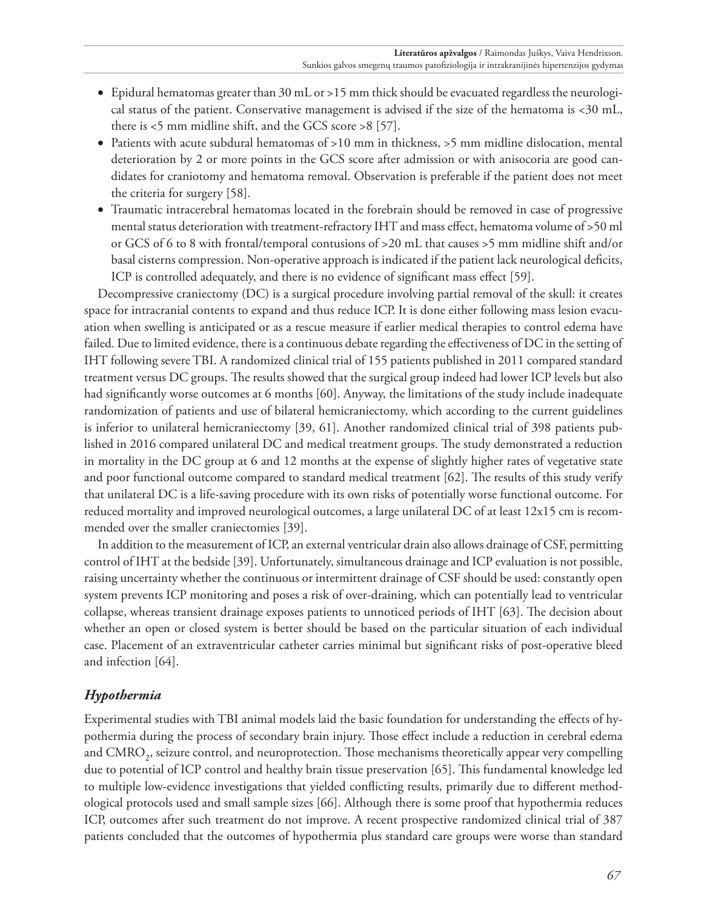- Epidural hematomas greater than 30 mL or >15 mm thick should be evacuated regardless the neurological status of the patient. Conservative management is advised if the size of the hematoma is <30 mL, there is <5 mm midline shift, and the GCS score >8 [57].
- Patients with acute subdural hematomas of >10 mm in thickness, >5 mm midline dislocation, mental deterioration by 2 or more points in the GCS score after admission or with anisocoria are good candidates for craniotomy and hematoma removal. Observation is preferable if the patient does not meet the criteria for surgery [58].
- Traumatic intracerebral hematomas located in the forebrain should be removed in case of progressive mental status deterioration with treatment-refractory IHT and mass effect, hematoma volume of >50 ml or GCS of 6 to 8 with frontal/temporal contusions of >20 mL that causes >5 mm midline shift and/or basal cisterns compression. Non-operative approach is indicated if the patient lack neurological deficits, ICP is controlled adequately, and there is no evidence of significant mass effect [59].

Decompressive craniectomy (DC) is a surgical procedure involving partial removal of the skull: it creates space for intracranial contents to expand and thus reduce ICP. It is done either following mass lesion evacuation when swelling is anticipated or as a rescue measure if earlier medical therapies to control edema have failed. Due to limited evidence, there is a continuous debate regarding the effectiveness of DC in the setting of IHT following severe TBI. A randomized clinical trial of 155 patients published in 2011 compared standard treatment versus DC groups. The results showed that the surgical group indeed had lower ICP levels but also had significantly worse outcomes at 6 months [60]. Anyway, the limitations of the study include inadequate randomization of patients and use of bilateral hemicraniectomy, which according to the current guidelines is inferior to unilateral hemicraniectomy [39, 61]. Another randomized clinical trial of 398 patients published in 2016 compared unilateral DC and medical treatment groups. The study demonstrated a reduction in mortality in the DC group at 6 and 12 months at the expense of slightly higher rates of vegetative state and poor functional outcome compared to standard medical treatment [62]. The results of this study verify that unilateral DC is a life-saving procedure with its own risks of potentially worse functional outcome. For reduced mortality and improved neurological outcomes, a large unilateral DC of at least 12x15 cm is recommended over the smaller craniectomies [39].

In addition to the measurement of ICP, an external ventricular drain also allows drainage of CSF, permitting control of IHT at the bedside [39]. Unfortunately, simultaneous drainage and ICP evaluation is not possible, raising uncertainty whether the continuous or intermittent drainage of CSF should be used: constantly open system prevents ICP monitoring and poses a risk of over-draining, which can potentially lead to ventricular collapse, whereas transient drainage exposes patients to unnoticed periods of IHT [63]. The decision about whether an open or closed system is better should be based on the particular situation of each individual case. Placement of an extraventricular catheter carries minimal but significant risks of post-operative bleed and infection [64].

## *Hypothermia*

Experimental studies with TBI animal models laid the basic foundation for understanding the effects of hypothermia during the process of secondary brain injury. Those effect include a reduction in cerebral edema and $CMRO_2$, seizure control, and neuroprotection. Those mechanisms theoretically appear very compelling due to potential of ICP control and healthy brain tissue preservation [65]. This fundamental knowledge led to multiple low-evidence investigations that yielded conflicting results, primarily due to different methodological protocols used and small sample sizes [66]. Although there is some proof that hypothermia reduces ICP, outcomes after such treatment do not improve. A recent prospective randomized clinical trial of 387 patients concluded that the outcomes of hypothermia plus standard care groups were worse than standard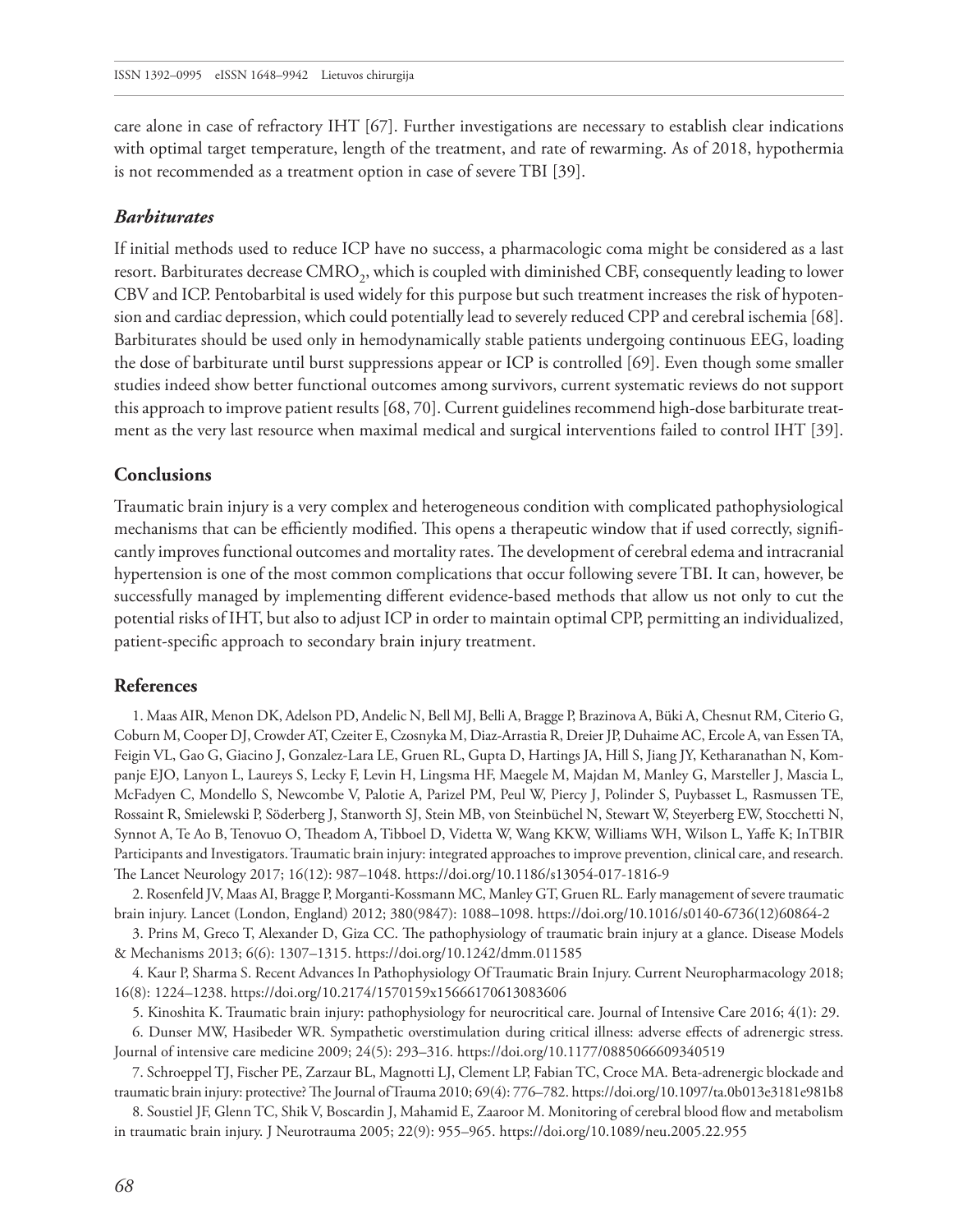care alone in case of refractory IHT [67]. Further investigations are necessary to establish clear indications with optimal target temperature, length of the treatment, and rate of rewarming. As of 2018, hypothermia is not recommended as a treatment option in case of severe TBI [39].

### *Barbiturates*

If initial methods used to reduce ICP have no success, a pharmacologic coma might be considered as a last resort. Barbiturates decrease $CMRO_2$, which is coupled with diminished CBF, consequently leading to lower CBV and ICP. Pentobarbital is used widely for this purpose but such treatment increases the risk of hypotension and cardiac depression, which could potentially lead to severely reduced CPP and cerebral ischemia [68]. Barbiturates should be used only in hemodynamically stable patients undergoing continuous EEG, loading the dose of barbiturate until burst suppressions appear or ICP is controlled [69]. Even though some smaller studies indeed show better functional outcomes among survivors, current systematic reviews do not support this approach to improve patient results [68, 70]. Current guidelines recommend high-dose barbiturate treatment as the very last resource when maximal medical and surgical interventions failed to control IHT [39].

## Conclusions

Traumatic brain injury is a very complex and heterogeneous condition with complicated pathophysiological mechanisms that can be efficiently modified. This opens a therapeutic window that if used correctly, significantly improves functional outcomes and mortality rates. The development of cerebral edema and intracranial hypertension is one of the most common complications that occur following severe TBI. It can, however, be successfully managed by implementing different evidence-based methods that allow us not only to cut the potential risks of IHT, but also to adjust ICP in order to maintain optimal CPP, permitting an individualized, patient-specific approach to secondary brain injury treatment.

## References

1. Maas AIR, Menon DK, Adelson PD, Andelic N, Bell MJ, Belli A, Bragge P, Brazinova A, Büki A, Chesnut RM, Citerio G, Coburn M, Cooper DJ, Crowder AT, Czeiter E, Czosnyka M, Diaz-Arrastia R, Dreier JP, Duhaime AC, Ercole A, van Essen TA, Feigin VL, Gao G, Giacino J, Gonzalez-Lara LE, Gruen RL, Gupta D, Hartings JA, Hill S, Jiang JY, Ketharanathan N, Kompanje EJO, Lanyon L, Laureys S, Lecky F, Levin H, Lingsma HF, Maegele M, Majdan M, Manley G, Marsteller J, Mascia L, McFadyen C, Mondello S, Newcombe V, Palotie A, Parizel PM, Peul W, Piercy J, Polinder S, Puybasset L, Rasmussen TE, Rossaint R, Smielewski P, Söderberg J, Stanworth SJ, Stein MB, von Steinbüchel N, Stewart W, Steyerberg EW, Stocchetti N, Synnot A, Te Ao B, Tenovuo O, Theadom A, Tibboel D, Videtta W, Wang KKW, Williams WH, Wilson L, Yaffe K; InTBIR Participants and Investigators. Traumatic brain injury: integrated approaches to improve prevention, clinical care, and research. The Lancet Neurology 2017; 16(12): 987–1048. https://doi.org/10.1186/s13054-017-1816-9

2. Rosenfeld JV, Maas AI, Bragge P, Morganti-Kossmann MC, Manley GT, Gruen RL. Early management of severe traumatic brain injury. Lancet (London, England) 2012; 380(9847): 1088–1098. https://doi.org/10.1016/s0140-6736(12)60864-2

3. Prins M, Greco T, Alexander D, Giza CC. The pathophysiology of traumatic brain injury at a glance. Disease Models & Mechanisms 2013; 6(6): 1307–1315. https://doi.org/10.1242/dmm.011585

4. Kaur P, Sharma S. Recent Advances In Pathophysiology Of Traumatic Brain Injury. Current Neuropharmacology 2018; 16(8): 1224–1238. https://doi.org/10.2174/1570159x15666170613083606

5. Kinoshita K. Traumatic brain injury: pathophysiology for neurocritical care. Journal of Intensive Care 2016; 4(1): 29.

6. Dunser MW, Hasibeder WR. Sympathetic overstimulation during critical illness: adverse effects of adrenergic stress. Journal of intensive care medicine 2009; 24(5): 293–316. https://doi.org/10.1177/0885066609340519

7. Schroeppel TJ, Fischer PE, Zarzaur BL, Magnotti LJ, Clement LP, Fabian TC, Croce MA. Beta-adrenergic blockade and traumatic brain injury: protective? The Journal of Trauma 2010; 69(4): 776–782. https://doi.org/10.1097/ta.0b013e3181e981b8

8. Soustiel JF, Glenn TC, Shik V, Boscardin J, Mahamid E, Zaaroor M. Monitoring of cerebral blood flow and metabolism in traumatic brain injury. J Neurotrauma 2005; 22(9): 955–965. https://doi.org/10.1089/neu.2005.22.955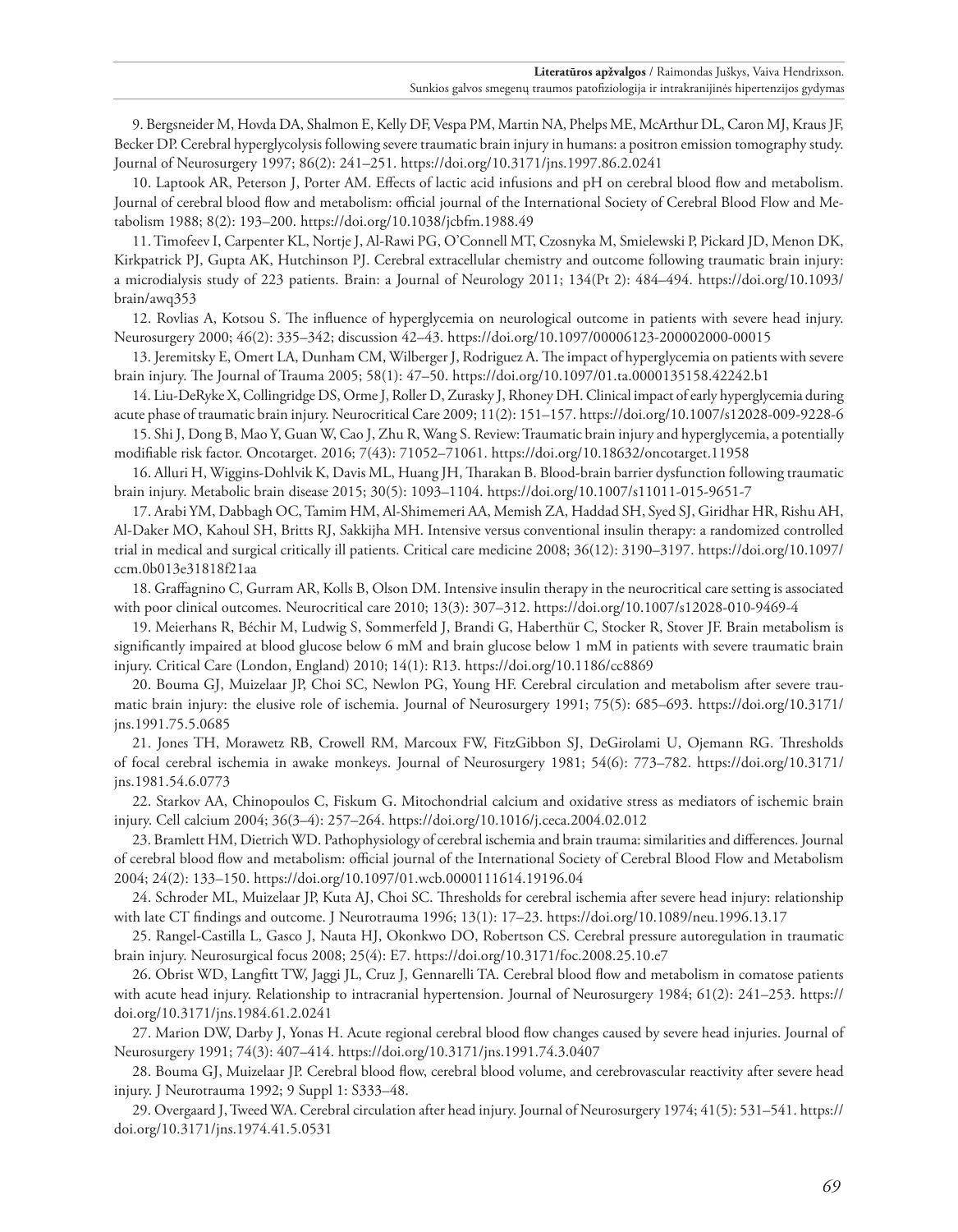9. Bergsneider M, Hovda DA, Shalmon E, Kelly DF, Vespa PM, Martin NA, Phelps ME, McArthur DL, Caron MJ, Kraus JF, Becker DP. Cerebral hyperglycolysis following severe traumatic brain injury in humans: a positron emission tomography study. Journal of Neurosurgery 1997; 86(2): 241–251. https://doi.org/10.3171/jns.1997.86.2.0241

10. Laptook AR, Peterson J, Porter AM. Effects of lactic acid infusions and pH on cerebral blood flow and metabolism. Journal of cerebral blood flow and metabolism: official journal of the International Society of Cerebral Blood Flow and Metabolism 1988; 8(2): 193–200. https://doi.org/10.1038/jcbfm.1988.49

11. Timofeev I, Carpenter KL, Nortje J, Al-Rawi PG, O'Connell MT, Czosnyka M, Smielewski P, Pickard JD, Menon DK, Kirkpatrick PJ, Gupta AK, Hutchinson PJ. Cerebral extracellular chemistry and outcome following traumatic brain injury: a microdialysis study of 223 patients. Brain: a Journal of Neurology 2011; 134(Pt 2): 484–494. https://doi.org/10.1093/brain/awq353

12. Rovlias A, Kotsou S. The influence of hyperglycemia on neurological outcome in patients with severe head injury. Neurosurgery 2000; 46(2): 335–342; discussion 42–43. https://doi.org/10.1097/00006123-200002000-00015

13. Jeremitsky E, Omert LA, Dunham CM, Wilberger J, Rodriguez A. The impact of hyperglycemia on patients with severe brain injury. The Journal of Trauma 2005; 58(1): 47–50. https://doi.org/10.1097/01.ta.0000135158.42242.b1

14. Liu-DeRyke X, Collingridge DS, Orme J, Roller D, Zurasky J, Rhoney DH. Clinical impact of early hyperglycemia during acute phase of traumatic brain injury. Neurocritical Care 2009; 11(2): 151–157. https://doi.org/10.1007/s12028-009-9228-6

15. Shi J, Dong B, Mao Y, Guan W, Cao J, Zhu R, Wang S. Review: Traumatic brain injury and hyperglycemia, a potentially modifiable risk factor. Oncotarget. 2016; 7(43): 71052–71061. https://doi.org/10.18632/oncotarget.11958

16. Alluri H, Wiggins-Dohlvik K, Davis ML, Huang JH, Tharakan B. Blood-brain barrier dysfunction following traumatic brain injury. Metabolic brain disease 2015; 30(5): 1093–1104. https://doi.org/10.1007/s11011-015-9651-7

17. Arabi YM, Dabbagh OC, Tamim HM, Al-Shimemeri AA, Memish ZA, Haddad SH, Syed SJ, Giridhar HR, Rishu AH, Al-Daker MO, Kahoul SH, Britts RJ, Sakkijha MH. Intensive versus conventional insulin therapy: a randomized controlled trial in medical and surgical critically ill patients. Critical care medicine 2008; 36(12): 3190–3197. https://doi.org/10.1097/ccm.0b013e31818f21aa

18. Graffagnino C, Gurram AR, Kolls B, Olson DM. Intensive insulin therapy in the neurocritical care setting is associated with poor clinical outcomes. Neurocritical care 2010; 13(3): 307–312. https://doi.org/10.1007/s12028-010-9469-4

19. Meierhans R, Béchir M, Ludwig S, Sommerfeld J, Brandi G, Haberthür C, Stocker R, Stover JF. Brain metabolism is significantly impaired at blood glucose below 6 mM and brain glucose below 1 mM in patients with severe traumatic brain injury. Critical Care (London, England) 2010; 14(1): R13. https://doi.org/10.1186/cc8869

20. Bouma GJ, Muizelaar JP, Choi SC, Newlon PG, Young HF. Cerebral circulation and metabolism after severe traumatic brain injury: the elusive role of ischemia. Journal of Neurosurgery 1991; 75(5): 685–693. https://doi.org/10.3171/jns.1991.75.5.0685

21. Jones TH, Morawetz RB, Crowell RM, Marcoux FW, FitzGibbon SJ, DeGirolami U, Ojemann RG. Thresholds of focal cerebral ischemia in awake monkeys. Journal of Neurosurgery 1981; 54(6): 773–782. https://doi.org/10.3171/jns.1981.54.6.0773

22. Starkov AA, Chinopoulos C, Fiskum G. Mitochondrial calcium and oxidative stress as mediators of ischemic brain injury. Cell calcium 2004; 36(3–4): 257–264. https://doi.org/10.1016/j.ceca.2004.02.012

23. Bramlett HM, Dietrich WD. Pathophysiology of cerebral ischemia and brain trauma: similarities and differences. Journal of cerebral blood flow and metabolism: official journal of the International Society of Cerebral Blood Flow and Metabolism 2004; 24(2): 133–150. https://doi.org/10.1097/01.wcb.0000111614.19196.04

24. Schroder ML, Muizelaar JP, Kuta AJ, Choi SC. Thresholds for cerebral ischemia after severe head injury: relationship with late CT findings and outcome. J Neurotrauma 1996; 13(1): 17–23. https://doi.org/10.1089/neu.1996.13.17

25. Rangel-Castilla L, Gasco J, Nauta HJ, Okonkwo DO, Robertson CS. Cerebral pressure autoregulation in traumatic brain injury. Neurosurgical focus 2008; 25(4): E7. https://doi.org/10.3171/foc.2008.25.10.e7

26. Obrist WD, Langfitt TW, Jaggi JL, Cruz J, Gennarelli TA. Cerebral blood flow and metabolism in comatose patients with acute head injury. Relationship to intracranial hypertension. Journal of Neurosurgery 1984; 61(2): 241–253. https://doi.org/10.3171/jns.1984.61.2.0241

27. Marion DW, Darby J, Yonas H. Acute regional cerebral blood flow changes caused by severe head injuries. Journal of Neurosurgery 1991; 74(3): 407–414. https://doi.org/10.3171/jns.1991.74.3.0407

28. Bouma GJ, Muizelaar JP. Cerebral blood flow, cerebral blood volume, and cerebrovascular reactivity after severe head injury. J Neurotrauma 1992; 9 Suppl 1: S333–48.

29. Overgaard J, Tweed WA. Cerebral circulation after head injury. Journal of Neurosurgery 1974; 41(5): 531–541. https://doi.org/10.3171/jns.1974.41.5.0531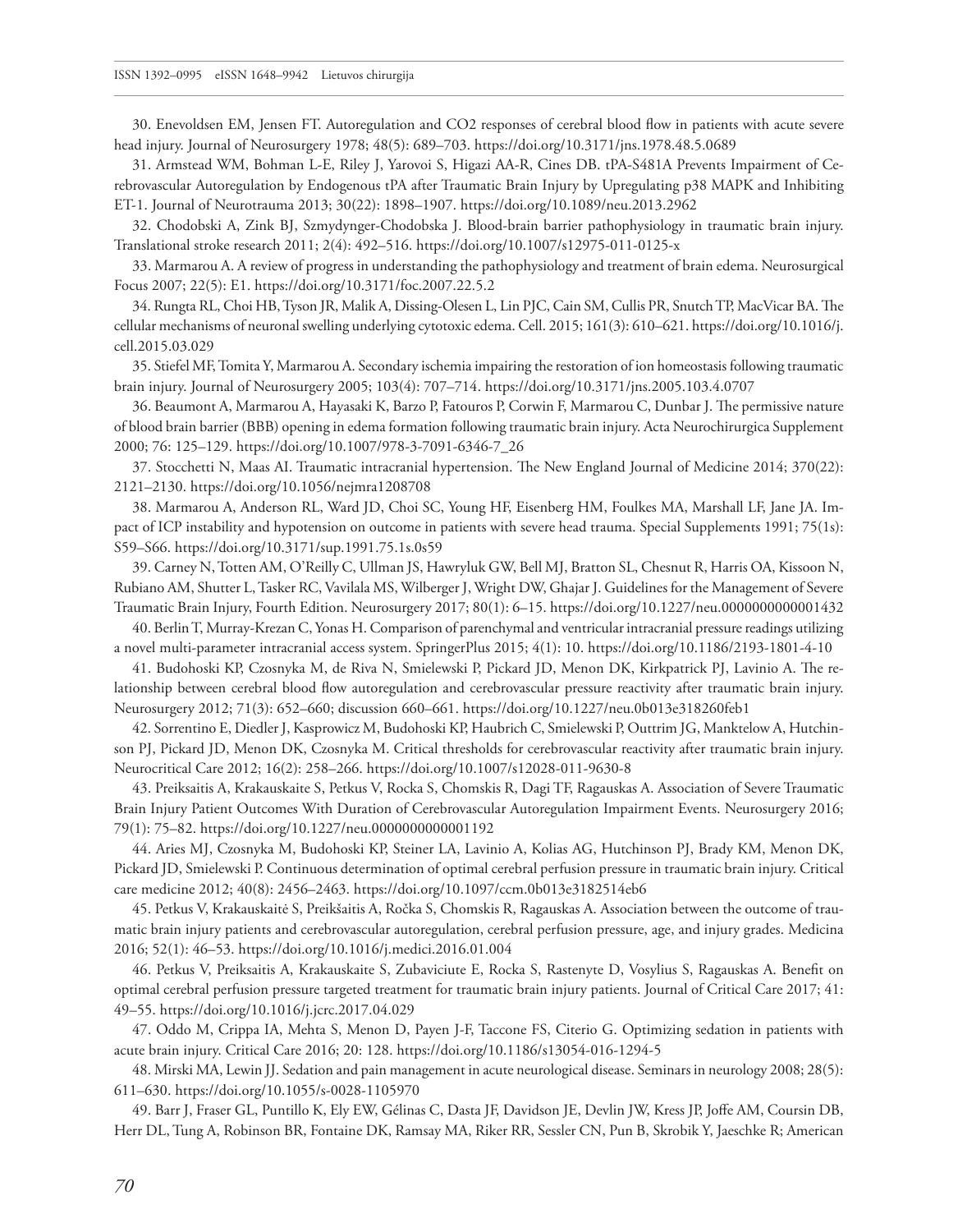30. Enevoldsen EM, Jensen FT. Autoregulation and CO2 responses of cerebral blood flow in patients with acute severe head injury. Journal of Neurosurgery 1978; 48(5): 689–703. https://doi.org/10.3171/jns.1978.48.5.0689

31. Armstead WM, Bohman L-E, Riley J, Yarovoi S, Higazi AA-R, Cines DB. tPA-S481A Prevents Impairment of Cerebrovascular Autoregulation by Endogenous tPA after Traumatic Brain Injury by Upregulating p38 MAPK and Inhibiting ET-1. Journal of Neurotrauma 2013; 30(22): 1898–1907. https://doi.org/10.1089/neu.2013.2962

32. Chodobski A, Zink BJ, Szmydynger-Chodobska J. Blood-brain barrier pathophysiology in traumatic brain injury. Translational stroke research 2011; 2(4): 492–516. https://doi.org/10.1007/s12975-011-0125-x

33. Marmarou A. A review of progress in understanding the pathophysiology and treatment of brain edema. Neurosurgical Focus 2007; 22(5): E1. https://doi.org/10.3171/foc.2007.22.5.2

34. Rungta RL, Choi HB, Tyson JR, Malik A, Dissing-Olesen L, Lin PJC, Cain SM, Cullis PR, Snutch TP, MacVicar BA. The cellular mechanisms of neuronal swelling underlying cytotoxic edema. Cell. 2015; 161(3): 610–621. https://doi.org/10.1016/j.cell.2015.03.029

35. Stiefel MF, Tomita Y, Marmarou A. Secondary ischemia impairing the restoration of ion homeostasis following traumatic brain injury. Journal of Neurosurgery 2005; 103(4): 707–714. https://doi.org/10.3171/jns.2005.103.4.0707

36. Beaumont A, Marmarou A, Hayasaki K, Barzo P, Fatouros P, Corwin F, Marmarou C, Dunbar J. The permissive nature of blood brain barrier (BBB) opening in edema formation following traumatic brain injury. Acta Neurochirurgica Supplement 2000; 76: 125–129. https://doi.org/10.1007/978-3-7091-6346-7_26

37. Stocchetti N, Maas AI. Traumatic intracranial hypertension. The New England Journal of Medicine 2014; 370(22): 2121–2130. https://doi.org/10.1056/nejmra1208708

38. Marmarou A, Anderson RL, Ward JD, Choi SC, Young HF, Eisenberg HM, Foulkes MA, Marshall LF, Jane JA. Impact of ICP instability and hypotension on outcome in patients with severe head trauma. Special Supplements 1991; 75(1s): S59–S66. https://doi.org/10.3171/sup.1991.75.1s.0s59

39. Carney N, Totten AM, O'Reilly C, Ullman JS, Hawryluk GW, Bell MJ, Bratton SL, Chesnut R, Harris OA, Kissoon N, Rubiano AM, Shutter L, Tasker RC, Vavilala MS, Wilberger J, Wright DW, Ghajar J. Guidelines for the Management of Severe Traumatic Brain Injury, Fourth Edition. Neurosurgery 2017; 80(1): 6–15. https://doi.org/10.1227/neu.0000000000001432

40. Berlin T, Murray-Krezan C, Yonas H. Comparison of parenchymal and ventricular intracranial pressure readings utilizing a novel multi-parameter intracranial access system. SpringerPlus 2015; 4(1): 10. https://doi.org/10.1186/2193-1801-4-10

41. Budohoski KP, Czosnyka M, de Riva N, Smielewski P, Pickard JD, Menon DK, Kirkpatrick PJ, Lavinio A. The relationship between cerebral blood flow autoregulation and cerebrovascular pressure reactivity after traumatic brain injury. Neurosurgery 2012; 71(3): 652–660; discussion 660–661. https://doi.org/10.1227/neu.0b013e318260feb1

42. Sorrentino E, Diedler J, Kasprowicz M, Budohoski KP, Haubrich C, Smielewski P, Outtrim JG, Manktelow A, Hutchinson PJ, Pickard JD, Menon DK, Czosnyka M. Critical thresholds for cerebrovascular reactivity after traumatic brain injury. Neurocritical Care 2012; 16(2): 258–266. https://doi.org/10.1007/s12028-011-9630-8

43. Preiksaitis A, Krakauskaite S, Petkus V, Rocka S, Chomskis R, Dagi TF, Ragauskas A. Association of Severe Traumatic Brain Injury Patient Outcomes With Duration of Cerebrovascular Autoregulation Impairment Events. Neurosurgery 2016; 79(1): 75–82. https://doi.org/10.1227/neu.0000000000001192

44. Aries MJ, Czosnyka M, Budohoski KP, Steiner LA, Lavinio A, Kolias AG, Hutchinson PJ, Brady KM, Menon DK, Pickard JD, Smielewski P. Continuous determination of optimal cerebral perfusion pressure in traumatic brain injury. Critical care medicine 2012; 40(8): 2456–2463. https://doi.org/10.1097/ccm.0b013e3182514eb6

45. Petkus V, Krakauskaitė S, Preikšaitis A, Ročka S, Chomskis R, Ragauskas A. Association between the outcome of traumatic brain injury patients and cerebrovascular autoregulation, cerebral perfusion pressure, age, and injury grades. Medicina 2016; 52(1): 46–53. https://doi.org/10.1016/j.medici.2016.01.004

46. Petkus V, Preiksaitis A, Krakauskaite S, Zubaviciute E, Rocka S, Rastenyte D, Vosylius S, Ragauskas A. Benefit on optimal cerebral perfusion pressure targeted treatment for traumatic brain injury patients. Journal of Critical Care 2017; 41: 49–55. https://doi.org/10.1016/j.jcrc.2017.04.029

47. Oddo M, Crippa IA, Mehta S, Menon D, Payen J-F, Taccone FS, Citerio G. Optimizing sedation in patients with acute brain injury. Critical Care 2016; 20: 128. https://doi.org/10.1186/s13054-016-1294-5

48. Mirski MA, Lewin JJ. Sedation and pain management in acute neurological disease. Seminars in neurology 2008; 28(5): 611–630. https://doi.org/10.1055/s-0028-1105970

49. Barr J, Fraser GL, Puntillo K, Ely EW, Gélinas C, Dasta JF, Davidson JE, Devlin JW, Kress JP, Joffe AM, Coursin DB, Herr DL, Tung A, Robinson BR, Fontaine DK, Ramsay MA, Riker RR, Sessler CN, Pun B, Skrobik Y, Jaeschke R; American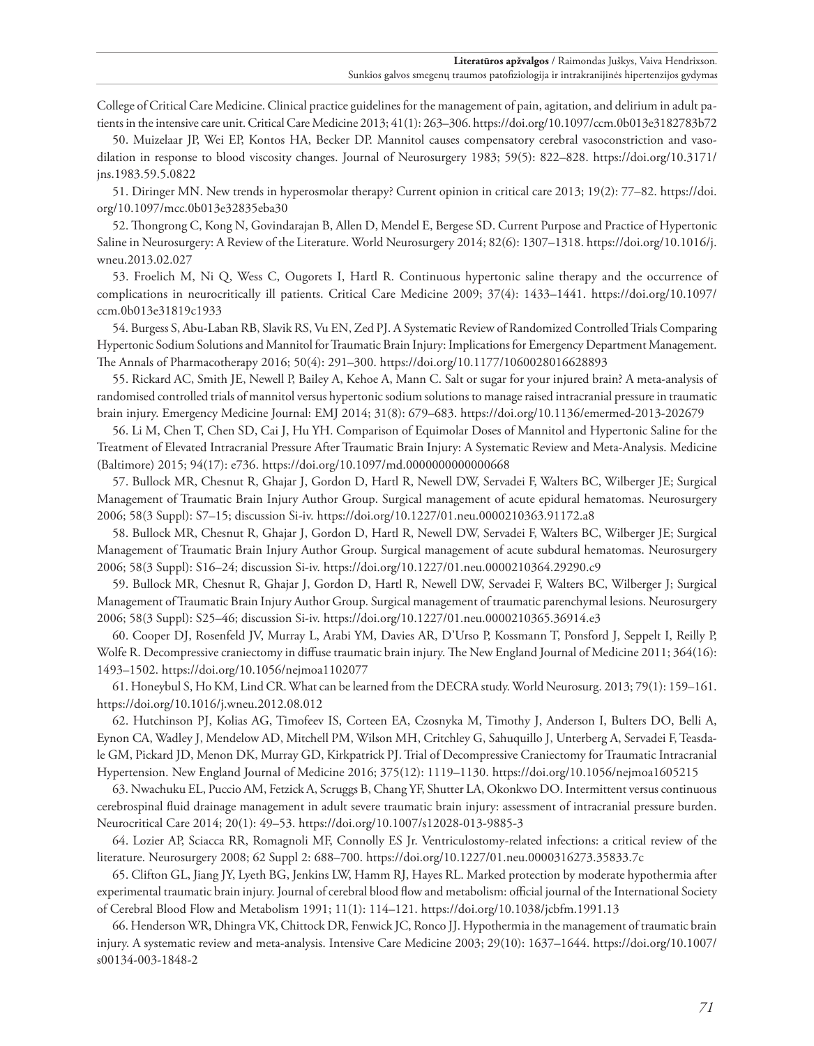College of Critical Care Medicine. Clinical practice guidelines for the management of pain, agitation, and delirium in adult patients in the intensive care unit. Critical Care Medicine 2013; 41(1): 263–306. https://doi.org/10.1097/ccm.0b013e3182783b72

50. Muizelaar JP, Wei EP, Kontos HA, Becker DP. Mannitol causes compensatory cerebral vasoconstriction and vasodilation in response to blood viscosity changes. Journal of Neurosurgery 1983; 59(5): 822–828. https://doi.org/10.3171/jns.1983.59.5.0822

51. Diringer MN. New trends in hyperosmolar therapy? Current opinion in critical care 2013; 19(2): 77–82. https://doi.org/10.1097/mcc.0b013e32835eba30

52. Thongrong C, Kong N, Govindarajan B, Allen D, Mendel E, Bergese SD. Current Purpose and Practice of Hypertonic Saline in Neurosurgery: A Review of the Literature. World Neurosurgery 2014; 82(6): 1307–1318. https://doi.org/10.1016/j.wneu.2013.02.027

53. Froelich M, Ni Q, Wess C, Ougorets I, Hartl R. Continuous hypertonic saline therapy and the occurrence of complications in neurocritically ill patients. Critical Care Medicine 2009; 37(4): 1433–1441. https://doi.org/10.1097/ccm.0b013e31819c1933

54. Burgess S, Abu-Laban RB, Slavik RS, Vu EN, Zed PJ. A Systematic Review of Randomized Controlled Trials Comparing Hypertonic Sodium Solutions and Mannitol for Traumatic Brain Injury: Implications for Emergency Department Management. The Annals of Pharmacotherapy 2016; 50(4): 291–300. https://doi.org/10.1177/1060028016628893

55. Rickard AC, Smith JE, Newell P, Bailey A, Kehoe A, Mann C. Salt or sugar for your injured brain? A meta-analysis of randomised controlled trials of mannitol versus hypertonic sodium solutions to manage raised intracranial pressure in traumatic brain injury. Emergency Medicine Journal: EMJ 2014; 31(8): 679–683. https://doi.org/10.1136/emermed-2013-202679

56. Li M, Chen T, Chen SD, Cai J, Hu YH. Comparison of Equimolar Doses of Mannitol and Hypertonic Saline for the Treatment of Elevated Intracranial Pressure After Traumatic Brain Injury: A Systematic Review and Meta-Analysis. Medicine (Baltimore) 2015; 94(17): e736. https://doi.org/10.1097/md.0000000000000668

57. Bullock MR, Chesnut R, Ghajar J, Gordon D, Hartl R, Newell DW, Servadei F, Walters BC, Wilberger JE; Surgical Management of Traumatic Brain Injury Author Group. Surgical management of acute epidural hematomas. Neurosurgery 2006; 58(3 Suppl): S7–15; discussion Si-iv. https://doi.org/10.1227/01.neu.0000210363.91172.a8

58. Bullock MR, Chesnut R, Ghajar J, Gordon D, Hartl R, Newell DW, Servadei F, Walters BC, Wilberger JE; Surgical Management of Traumatic Brain Injury Author Group. Surgical management of acute subdural hematomas. Neurosurgery 2006; 58(3 Suppl): S16–24; discussion Si-iv. https://doi.org/10.1227/01.neu.0000210364.29290.c9

59. Bullock MR, Chesnut R, Ghajar J, Gordon D, Hartl R, Newell DW, Servadei F, Walters BC, Wilberger J; Surgical Management of Traumatic Brain Injury Author Group. Surgical management of traumatic parenchymal lesions. Neurosurgery 2006; 58(3 Suppl): S25–46; discussion Si-iv. https://doi.org/10.1227/01.neu.0000210365.36914.e3

60. Cooper DJ, Rosenfeld JV, Murray L, Arabi YM, Davies AR, D'Urso P, Kossmann T, Ponsford J, Seppelt I, Reilly P, Wolfe R. Decompressive craniectomy in diffuse traumatic brain injury. The New England Journal of Medicine 2011; 364(16): 1493–1502. https://doi.org/10.1056/nejmoa1102077

61. Honeybul S, Ho KM, Lind CR. What can be learned from the DECRA study. World Neurosurg. 2013; 79(1): 159–161. https://doi.org/10.1016/j.wneu.2012.08.012

62. Hutchinson PJ, Kolias AG, Timofeev IS, Corteen EA, Czosnyka M, Timothy J, Anderson I, Bulters DO, Belli A, Eynon CA, Wadley J, Mendelow AD, Mitchell PM, Wilson MH, Critchley G, Sahuquillo J, Unterberg A, Servadei F, Teasdale GM, Pickard JD, Menon DK, Murray GD, Kirkpatrick PJ. Trial of Decompressive Craniectomy for Traumatic Intracranial Hypertension. New England Journal of Medicine 2016; 375(12): 1119–1130. https://doi.org/10.1056/nejmoa1605215

63. Nwachuku EL, Puccio AM, Fetzick A, Scruggs B, Chang YF, Shutter LA, Okonkwo DO. Intermittent versus continuous cerebrospinal fluid drainage management in adult severe traumatic brain injury: assessment of intracranial pressure burden. Neurocritical Care 2014; 20(1): 49–53. https://doi.org/10.1007/s12028-013-9885-3

64. Lozier AP, Sciacca RR, Romagnoli MF, Connolly ES Jr. Ventriculostomy-related infections: a critical review of the literature. Neurosurgery 2008; 62 Suppl 2: 688–700. https://doi.org/10.1227/01.neu.0000316273.35833.7c

65. Clifton GL, Jiang JY, Lyeth BG, Jenkins LW, Hamm RJ, Hayes RL. Marked protection by moderate hypothermia after experimental traumatic brain injury. Journal of cerebral blood flow and metabolism: official journal of the International Society of Cerebral Blood Flow and Metabolism 1991; 11(1): 114–121. https://doi.org/10.1038/jcbfm.1991.13

66. Henderson WR, Dhingra VK, Chittock DR, Fenwick JC, Ronco JJ. Hypothermia in the management of traumatic brain injury. A systematic review and meta-analysis. Intensive Care Medicine 2003; 29(10): 1637–1644. https://doi.org/10.1007/s00134-003-1848-2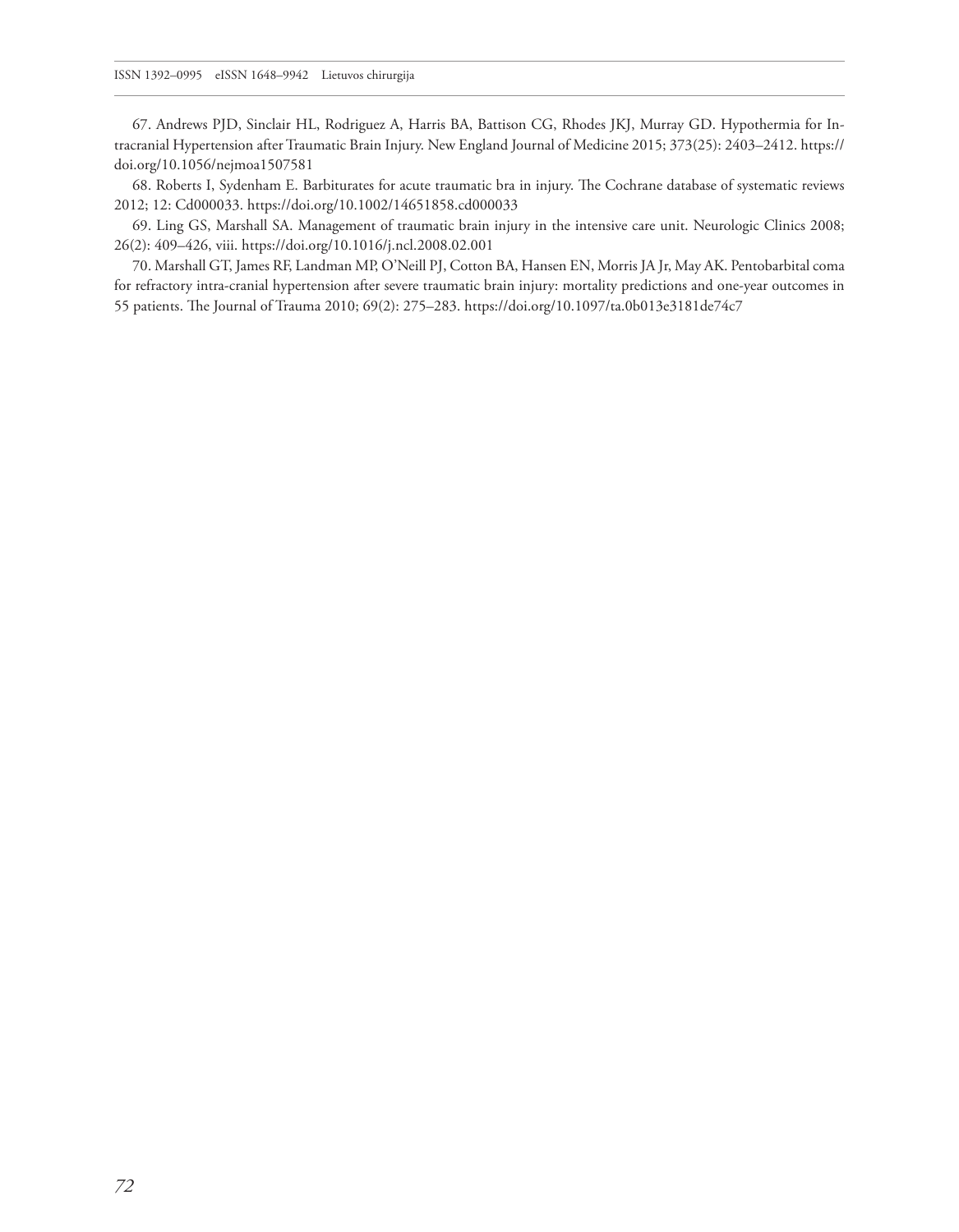67. Andrews PJD, Sinclair HL, Rodriguez A, Harris BA, Battison CG, Rhodes JKJ, Murray GD. Hypothermia for Intracranial Hypertension after Traumatic Brain Injury. New England Journal of Medicine 2015; 373(25): 2403–2412. https://doi.org/10.1056/nejmoa1507581

68. Roberts I, Sydenham E. Barbiturates for acute traumatic bra in injury. The Cochrane database of systematic reviews 2012; 12: Cd000033. https://doi.org/10.1002/14651858.cd000033

69. Ling GS, Marshall SA. Management of traumatic brain injury in the intensive care unit. Neurologic Clinics 2008; 26(2): 409–426, viii. https://doi.org/10.1016/j.ncl.2008.02.001

70. Marshall GT, James RF, Landman MP, O'Neill PJ, Cotton BA, Hansen EN, Morris JA Jr, May AK. Pentobarbital coma for refractory intra-cranial hypertension after severe traumatic brain injury: mortality predictions and one-year outcomes in 55 patients. The Journal of Trauma 2010; 69(2): 275–283. https://doi.org/10.1097/ta.0b013e3181de74c7